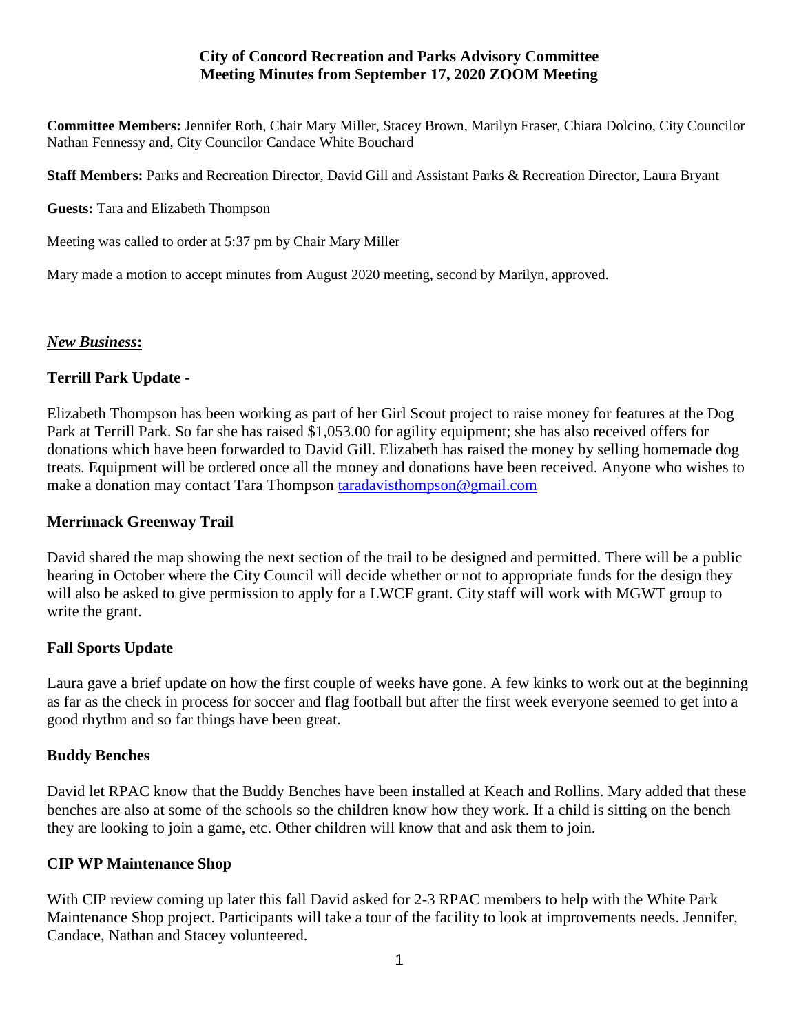**City of Concord Recreation and Parks Advisory Committee**
**Meeting Minutes from September 17, 2020 ZOOM Meeting**

**Committee Members:** Jennifer Roth, Chair Mary Miller, Stacey Brown, Marilyn Fraser, Chiara Dolcino, City Councilor Nathan Fennessy and, City Councilor Candace White Bouchard

**Staff Members:** Parks and Recreation Director, David Gill and Assistant Parks & Recreation Director, Laura Bryant

**Guests:** Tara and Elizabeth Thompson

Meeting was called to order at 5:37 pm by Chair Mary Miller

Mary made a motion to accept minutes from August 2020 meeting, second by Marilyn, approved.

***New Business*:**

### Terrill Park Update -

Elizabeth Thompson has been working as part of her Girl Scout project to raise money for features at the Dog Park at Terrill Park. So far she has raised $1,053.00 for agility equipment; she has also received offers for donations which have been forwarded to David Gill. Elizabeth has raised the money by selling homemade dog treats. Equipment will be ordered once all the money and donations have been received. Anyone who wishes to make a donation may contact Tara Thompson [taradavisthompson@gmail.com](mailto:taradavisthompson@gmail.com)

### Merrimack Greenway Trail

David shared the map showing the next section of the trail to be designed and permitted. There will be a public hearing in October where the City Council will decide whether or not to appropriate funds for the design they will also be asked to give permission to apply for a LWCF grant. City staff will work with MGWT group to write the grant.

### Fall Sports Update

Laura gave a brief update on how the first couple of weeks have gone. A few kinks to work out at the beginning as far as the check in process for soccer and flag football but after the first week everyone seemed to get into a good rhythm and so far things have been great.

### Buddy Benches

David let RPAC know that the Buddy Benches have been installed at Keach and Rollins. Mary added that these benches are also at some of the schools so the children know how they work. If a child is sitting on the bench they are looking to join a game, etc. Other children will know that and ask them to join.

### CIP WP Maintenance Shop

With CIP review coming up later this fall David asked for 2-3 RPAC members to help with the White Park Maintenance Shop project. Participants will take a tour of the facility to look at improvements needs. Jennifer, Candace, Nathan and Stacey volunteered.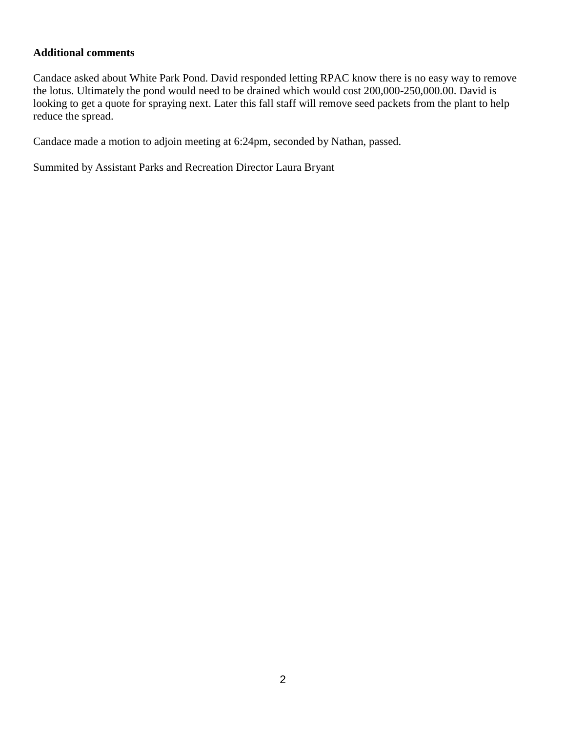**Additional comments**

Candace asked about White Park Pond. David responded letting RPAC know there is no easy way to remove the lotus. Ultimately the pond would need to be drained which would cost 200,000-250,000.00. David is looking to get a quote for spraying next. Later this fall staff will remove seed packets from the plant to help reduce the spread.

Candace made a motion to adjoin meeting at 6:24pm, seconded by Nathan, passed.

Summited by Assistant Parks and Recreation Director Laura Bryant